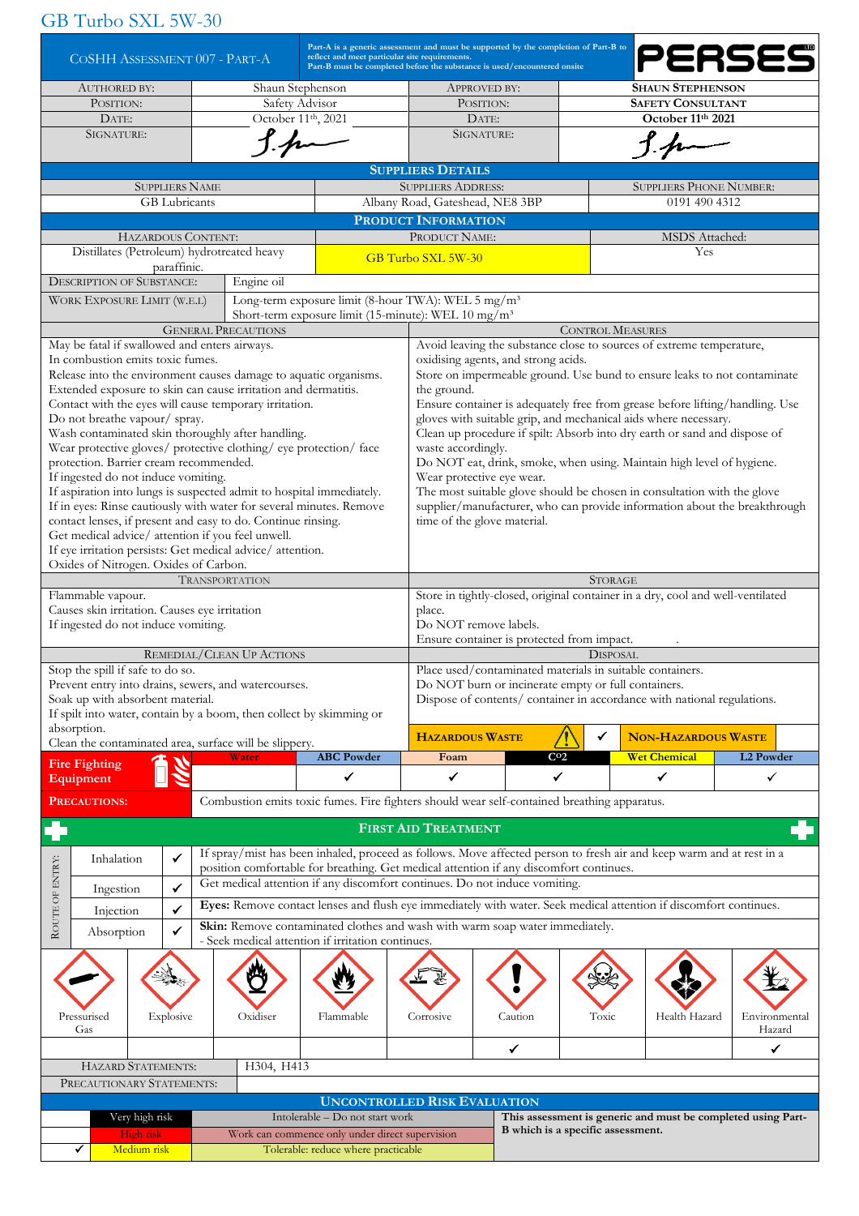# GB Turbo SXL 5W-30

| COSHH ASSESSMENT 007 - PART-A | Part-A is a generic assessment and must be supported by the completion of Part-B to reflect and meet particular site requirements. Part-B must be completed before the substance is used/encountered onsite | PERSES LTD |
|---|---|---|

| AUTHORED BY: | Shaun Stephenson | APPROVED BY: | **SHAUN STEPHENSON** |
|---|---|---|---|
| POSITION: | Safety Advisor | POSITION: | **SAFETY CONSULTANT** |
| DATE: | October 11th, 2021 | DATE: | **October 11th 2021** |
| SIGNATURE: | S. Ste | SIGNATURE: | S. Ste |

## SUPPLIERS DETAILS

| SUPPLIERS NAME | SUPPLIERS ADDRESS: | SUPPLIERS PHONE NUMBER: |
|---|---|---|
| GB Lubricants | Albany Road, Gateshead, NE8 3BP | 0191 490 4312 |

## PRODUCT INFORMATION

| HAZARDOUS CONTENT: | PRODUCT NAME: | MSDS Attached: |
|---|---|---|
| Distillates (Petroleum) hydrotreated heavy paraffinic. | GB Turbo SXL 5W-30 | Yes |

| DESCRIPTION OF SUBSTANCE: | Engine oil |
|---|---|
| WORK EXPOSURE LIMIT (W.E.L) | Long-term exposure limit (8-hour TWA): WEL 5 mg/m³<br>Short-term exposure limit (15-minute): WEL 10 mg/m³ |

| GENERAL PRECAUTIONS | CONTROL MEASURES |
|---|---|
| May be fatal if swallowed and enters airways.<br>In combustion emits toxic fumes.<br>Release into the environment causes damage to aquatic organisms.<br>Extended exposure to skin can cause irritation and dermatitis.<br>Contact with the eyes will cause temporary irritation.<br>Do not breathe vapour/ spray.<br>Wash contaminated skin thoroughly after handling.<br>Wear protective gloves/ protective clothing/ eye protection/ face protection. Barrier cream recommended.<br>If ingested do not induce vomiting.<br>If aspiration into lungs is suspected admit to hospital immediately.<br>If in eyes: Rinse cautiously with water for several minutes. Remove contact lenses, if present and easy to do. Continue rinsing.<br>Get medical advice/ attention if you feel unwell.<br>If eye irritation persists: Get medical advice/ attention.<br>Oxides of Nitrogen. Oxides of Carbon. | Avoid leaving the substance close to sources of extreme temperature, oxidising agents, and strong acids.<br>Store on impermeable ground. Use bund to ensure leaks to not contaminate the ground.<br>Ensure container is adequately free from grease before lifting/handling. Use gloves with suitable grip, and mechanical aids where necessary.<br>Clean up procedure if spilt: Absorb into dry earth or sand and dispose of waste accordingly.<br>Do NOT eat, drink, smoke, when using. Maintain high level of hygiene.<br>Wear protective eye wear.<br>The most suitable glove should be chosen in consultation with the glove supplier/manufacturer, who can provide information about the breakthrough time of the glove material. |

| TRANSPORTATION | STORAGE |
|---|---|
| Flammable vapour.<br>Causes skin irritation. Causes eye irritation<br>If ingested do not induce vomiting. | Store in tightly-closed, original container in a dry, cool and well-ventilated place.<br>Do NOT remove labels.<br>Ensure container is protected from impact. |

| REMEDIAL/CLEAN UP ACTIONS | DISPOSAL |
|---|---|
| Stop the spill if safe to do so.<br>Prevent entry into drains, sewers, and watercourses.<br>Soak up with absorbent material.<br>If spilt into water, contain by a boom, then collect by skimming or absorption.<br>Clean the contaminated area, surface will be slippery. | Place used/contaminated materials in suitable containers.<br>Do NOT burn or incinerate empty or full containers.<br>Dispose of contents/ container in accordance with national regulations.<br><br>**HAZARDOUS WASTE** ✓ &nbsp;&nbsp; **NON-HAZARDOUS WASTE** |

| Fire Fighting Equipment | Water | ABC Powder | Foam | $CO_2$ | Wet Chemical | L2 Powder |
|---|---|---|---|---|---|---|
| | | ✓ | ✓ | ✓ | ✓ | ✓ |

| PRECAUTIONS: | Combustion emits toxic fumes. Fire fighters should wear self-contained breathing apparatus. |
|---|---|

## FIRST AID TREATMENT

| ROUTE OF ENTRY: | | | |
|---|---|---|---|
| | Inhalation | ✓ | If spray/mist has been inhaled, proceed as follows. Move affected person to fresh air and keep warm and at rest in a position comfortable for breathing. Get medical attention if any discomfort continues. |
| | Ingestion | ✓ | Get medical attention if any discomfort continues. Do not induce vomiting. |
| | Injection | ✓ | **Eyes:** Remove contact lenses and flush eye immediately with water. Seek medical attention if discomfort continues. |
| | Absorption | ✓ | **Skin:** Remove contaminated clothes and wash with warm soap water immediately.<br>- Seek medical attention if irritation continues. |

| Pressurised Gas | Explosive | Oxidiser | Flammable | Corrosive | Caution | Toxic | Health Hazard | Environmental Hazard |
|---|---|---|---|---|---|---|---|---|
| | | | | | ✓ | | | ✓ |

| HAZARD STATEMENTS: | H304, H413 |
|---|---|
| PRECAUTIONARY STATEMENTS: | |

## UNCONTROLLED RISK EVALUATION

| | | | |
|---|---|---|---|
| | Very high risk | Intolerable – Do not start work | **This assessment is generic and must be completed using Part-B which is a specific assessment.** |
| | High risk | Work can commence only under direct supervision | |
| ✓ | Medium risk | Tolerable: reduce where practicable | |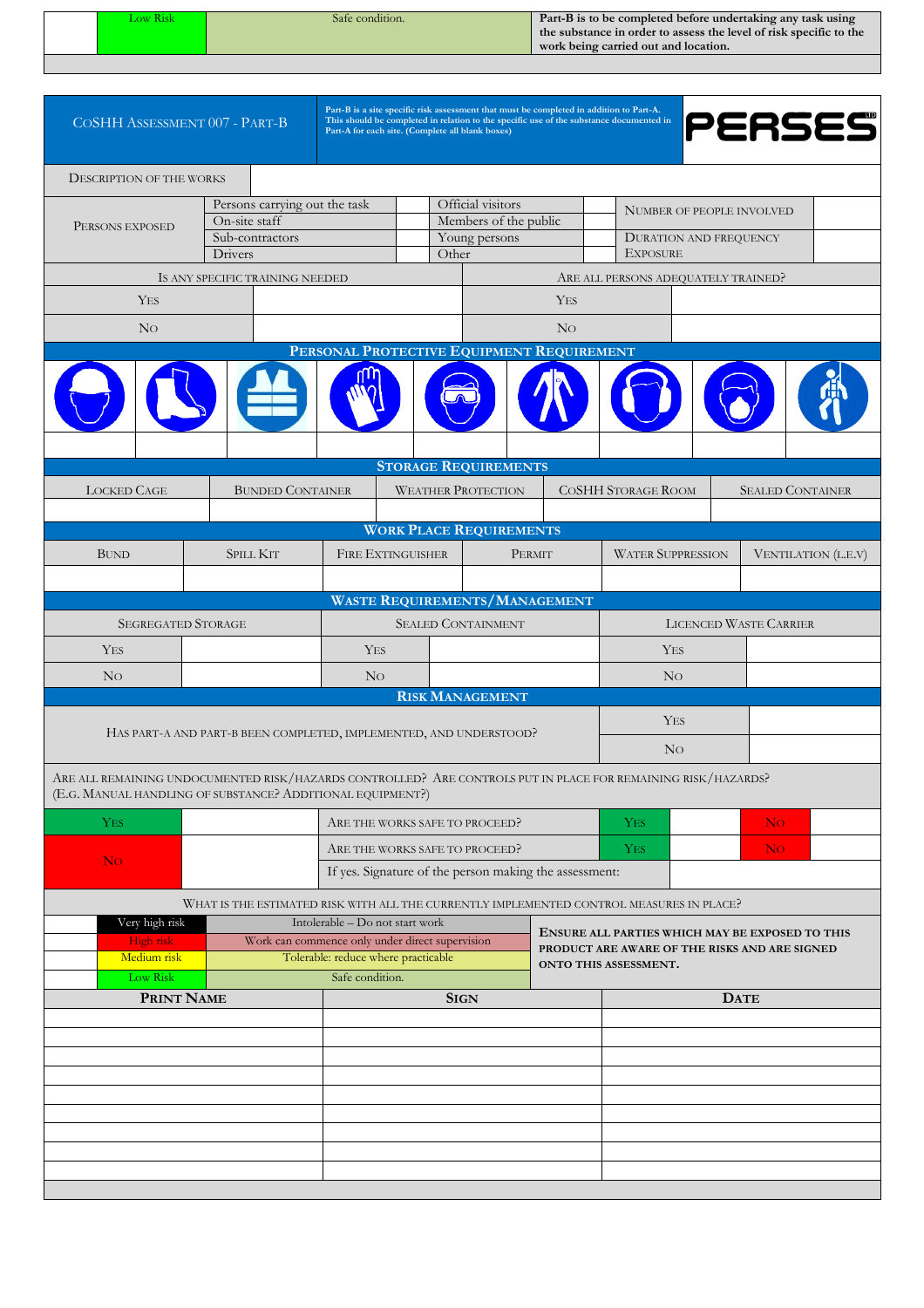| | | | |
|---|---|---|---|
| | Low Risk | Safe condition. | **Part-B is to be completed before undertaking any task using the substance in order to assess the level of risk specific to the work being carried out and location.** |

# COSHH Assessment 007 - Part-B

**Part-B is a site specific risk assessment that must be completed in addition to Part-A. This should be completed in relation to the specific use of the substance documented in Part-A for each site. (Complete all blank boxes)**

PERSES

| | | | | | | | |
|---|---|---|---|---|---|---|---|
| Description of the works | | | | | | | |
| Persons exposed | Persons carrying out the task | | Official visitors | | Number of people involved | | |
| | On-site staff | | Members of the public | | | | |
| | Sub-contractors | | Young persons | | Duration and frequency exposure | | |
| | Drivers | | Other | | | | |

| | | | |
|---|---|---|---|
| Is any specific training needed | | Are all persons adequately trained? | |
| Yes | | Yes | |
| No | | No | |

## Personal Protective Equipment Requirement

| | | | | | | | | |
|---|---|---|---|---|---|---|---|---|
| | | | | | | | | |

## Storage Requirements

| Locked Cage | Bunded Container | Weather Protection | COSHH Storage Room | Sealed Container |
|---|---|---|---|---|
| | | | | |

## Work Place Requirements

| Bund | Spill Kit | Fire Extinguisher | Permit | Water Suppression | Ventilation (L.E.V) |
|---|---|---|---|---|---|
| | | | | | |

## Waste Requirements/Management

| Segregated Storage | | Sealed Containment | | Licenced Waste Carrier | |
|---|---|---|---|---|---|
| Yes | | Yes | | Yes | |
| No | | No | | No | |

## Risk Management

| | | |
|---|---|---|
| Has Part-A and Part-B been completed, implemented, and understood? | Yes | |
| | No | |

Are all remaining undocumented risk/hazards controlled? Are controls put in place for remaining risk/hazards? (E.g. Manual handling of substance? Additional equipment?)

| | | | | | | |
|---|---|---|---|---|---|---|
| Yes | | Are the works safe to proceed? | Yes | | No | |
| No | | Are the works safe to proceed? | Yes | | No | |
| | | If yes. Signature of the person making the assessment: | | | | |

What is the estimated risk with all the currently implemented control measures in place?

| | | | |
|---|---|---|---|
| | Very high risk | Intolerable – Do not start work | **Ensure all parties which may be exposed to this product are aware of the risks and are signed onto this assessment.** |
| | High risk | Work can commence only under direct supervision | |
| | Medium risk | Tolerable: reduce where practicable | |
| | Low Risk | Safe condition. | |

| Print Name | Sign | Date |
|---|---|---|
| | | |
| | | |
| | | |
| | | |
| | | |
| | | |
| | | |
| | | |
| | | |